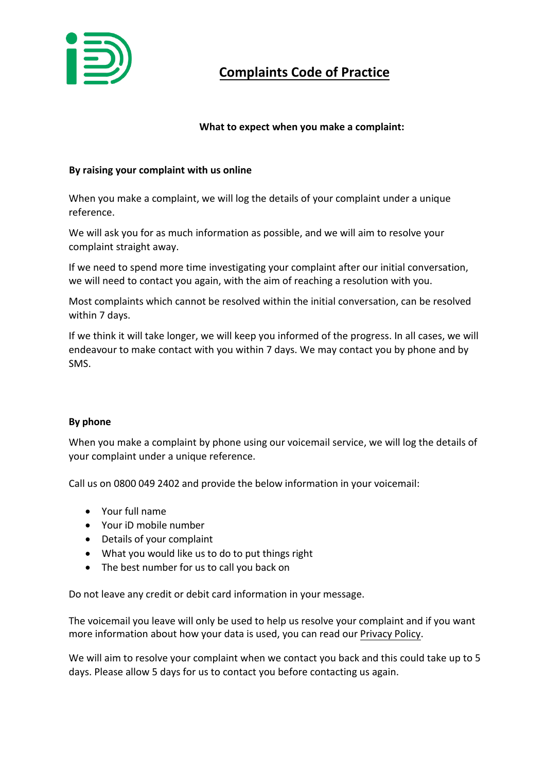# Complaints Code of Practice

**What to expect when you make a complaint:**

**By raising your complaint with us online**

When you make a complaint, we will log the details of your complaint under a unique reference.

We will ask you for as much information as possible, and we will aim to resolve your complaint straight away.

If we need to spend more time investigating your complaint after our initial conversation, we will need to contact you again, with the aim of reaching a resolution with you.

Most complaints which cannot be resolved within the initial conversation, can be resolved within 7 days.

If we think it will take longer, we will keep you informed of the progress. In all cases, we will endeavour to make contact with you within 7 days. We may contact you by phone and by SMS.

**By phone**

When you make a complaint by phone using our voicemail service, we will log the details of your complaint under a unique reference.

Call us on 0800 049 2402 and provide the below information in your voicemail:

- Your full name
- Your iD mobile number
- Details of your complaint
- What you would like us to do to put things right
- The best number for us to call you back on

Do not leave any credit or debit card information in your message.

The voicemail you leave will only be used to help us resolve your complaint and if you want more information about how your data is used, you can read our Privacy Policy.

We will aim to resolve your complaint when we contact you back and this could take up to 5 days. Please allow 5 days for us to contact you before contacting us again.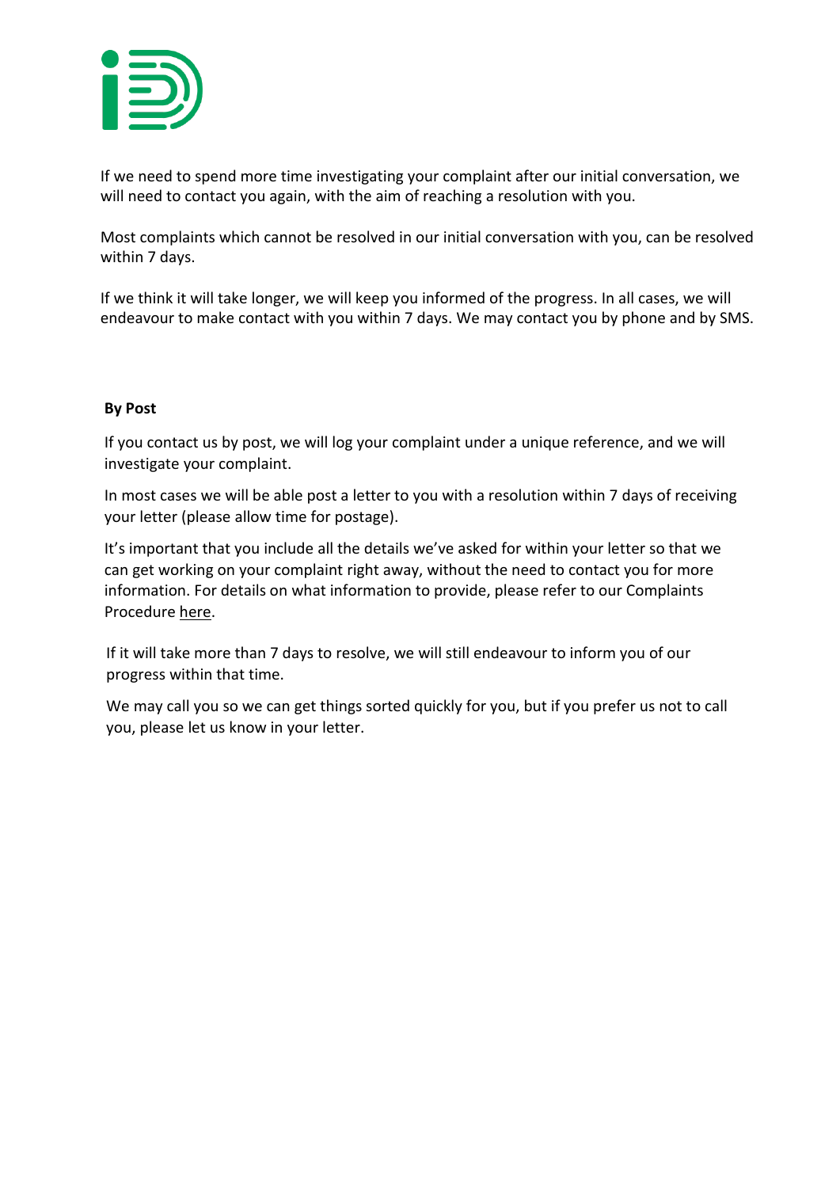If we need to spend more time investigating your complaint after our initial conversation, we will need to contact you again, with the aim of reaching a resolution with you.

Most complaints which cannot be resolved in our initial conversation with you, can be resolved within 7 days.

If we think it will take longer, we will keep you informed of the progress. In all cases, we will endeavour to make contact with you within 7 days. We may contact you by phone and by SMS.

**By Post**

If you contact us by post, we will log your complaint under a unique reference, and we will investigate your complaint.

In most cases we will be able post a letter to you with a resolution within 7 days of receiving your letter (please allow time for postage).

It's important that you include all the details we've asked for within your letter so that we can get working on your complaint right away, without the need to contact you for more information. For details on what information to provide, please refer to our Complaints Procedure here.

If it will take more than 7 days to resolve, we will still endeavour to inform you of our progress within that time.

We may call you so we can get things sorted quickly for you, but if you prefer us not to call you, please let us know in your letter.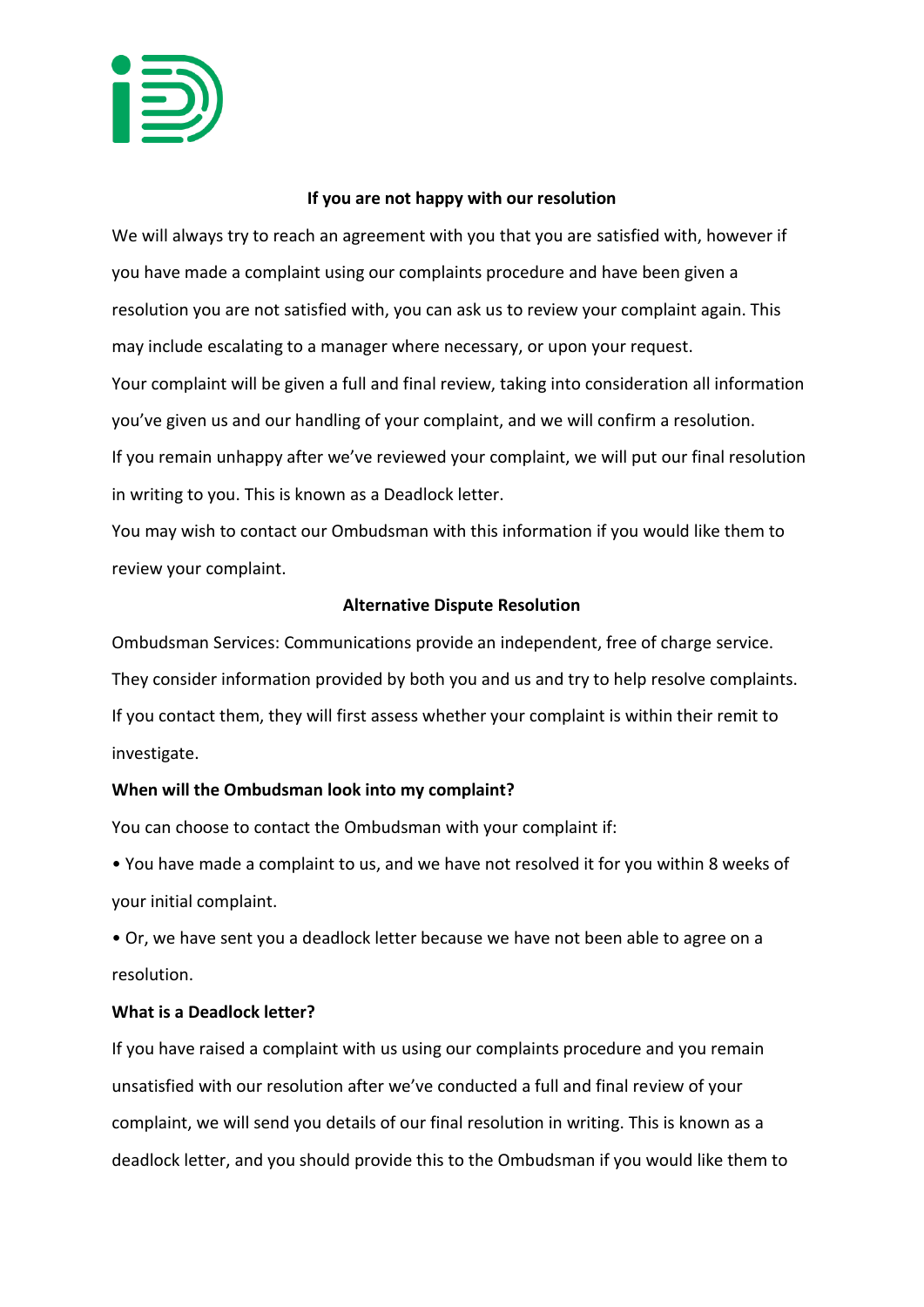**If you are not happy with our resolution**

We will always try to reach an agreement with you that you are satisfied with, however if you have made a complaint using our complaints procedure and have been given a resolution you are not satisfied with, you can ask us to review your complaint again. This may include escalating to a manager where necessary, or upon your request.

Your complaint will be given a full and final review, taking into consideration all information you've given us and our handling of your complaint, and we will confirm a resolution.

If you remain unhappy after we've reviewed your complaint, we will put our final resolution in writing to you. This is known as a Deadlock letter.

You may wish to contact our Ombudsman with this information if you would like them to review your complaint.

**Alternative Dispute Resolution**

Ombudsman Services: Communications provide an independent, free of charge service. They consider information provided by both you and us and try to help resolve complaints. If you contact them, they will first assess whether your complaint is within their remit to investigate.

**When will the Ombudsman look into my complaint?**

You can choose to contact the Ombudsman with your complaint if:

- You have made a complaint to us, and we have not resolved it for you within 8 weeks of your initial complaint.
- Or, we have sent you a deadlock letter because we have not been able to agree on a resolution.

**What is a Deadlock letter?**

If you have raised a complaint with us using our complaints procedure and you remain unsatisfied with our resolution after we've conducted a full and final review of your complaint, we will send you details of our final resolution in writing. This is known as a deadlock letter, and you should provide this to the Ombudsman if you would like them to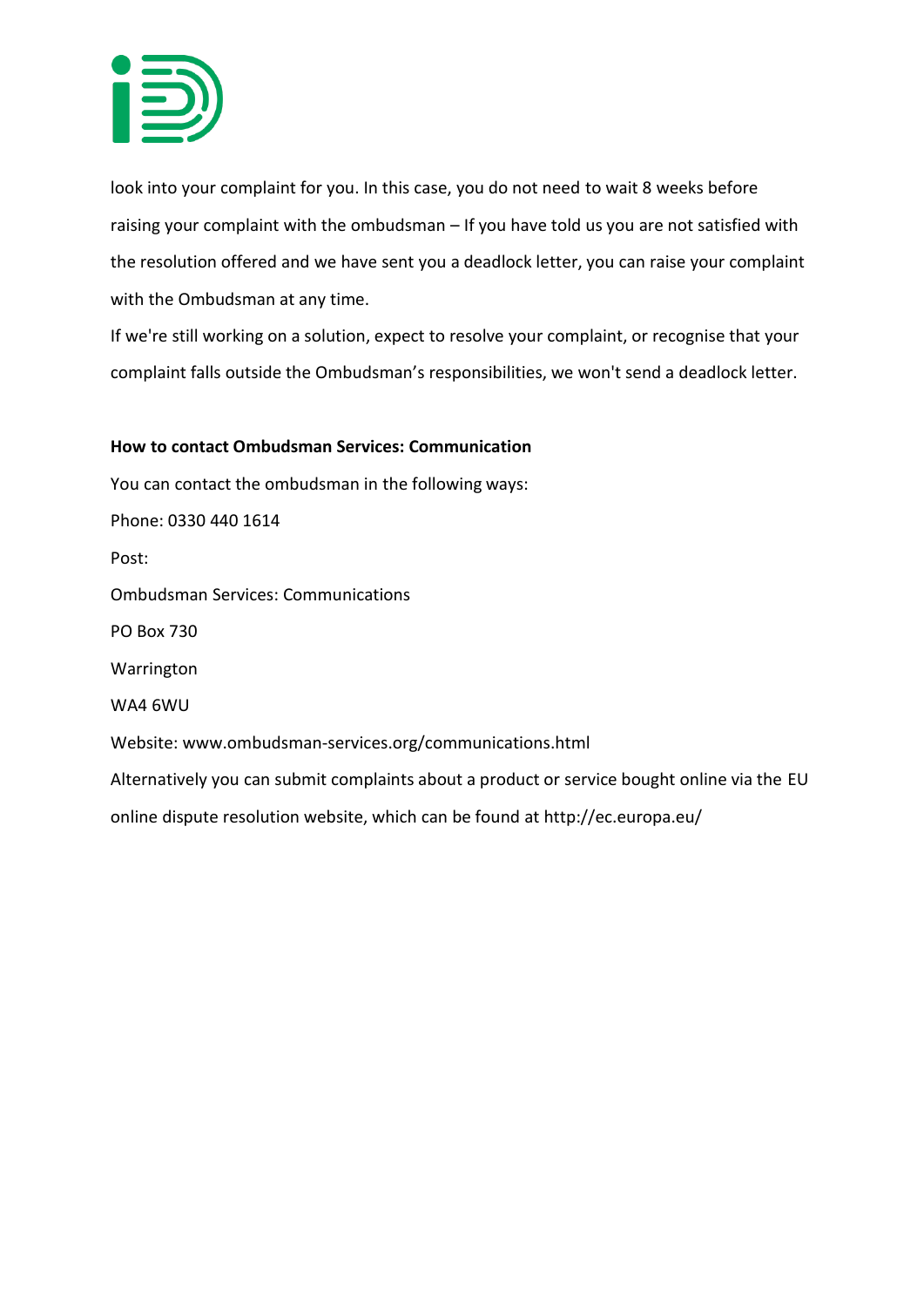look into your complaint for you. In this case, you do not need to wait 8 weeks before raising your complaint with the ombudsman – If you have told us you are not satisfied with the resolution offered and we have sent you a deadlock letter, you can raise your complaint with the Ombudsman at any time.

If we're still working on a solution, expect to resolve your complaint, or recognise that your complaint falls outside the Ombudsman's responsibilities, we won't send a deadlock letter.

**How to contact Ombudsman Services: Communication**

You can contact the ombudsman in the following ways:

Phone: 0330 440 1614

Post:

Ombudsman Services: Communications

PO Box 730

Warrington

WA4 6WU

Website: www.ombudsman-services.org/communications.html

Alternatively you can submit complaints about a product or service bought online via the EU online dispute resolution website, which can be found at http://ec.europa.eu/